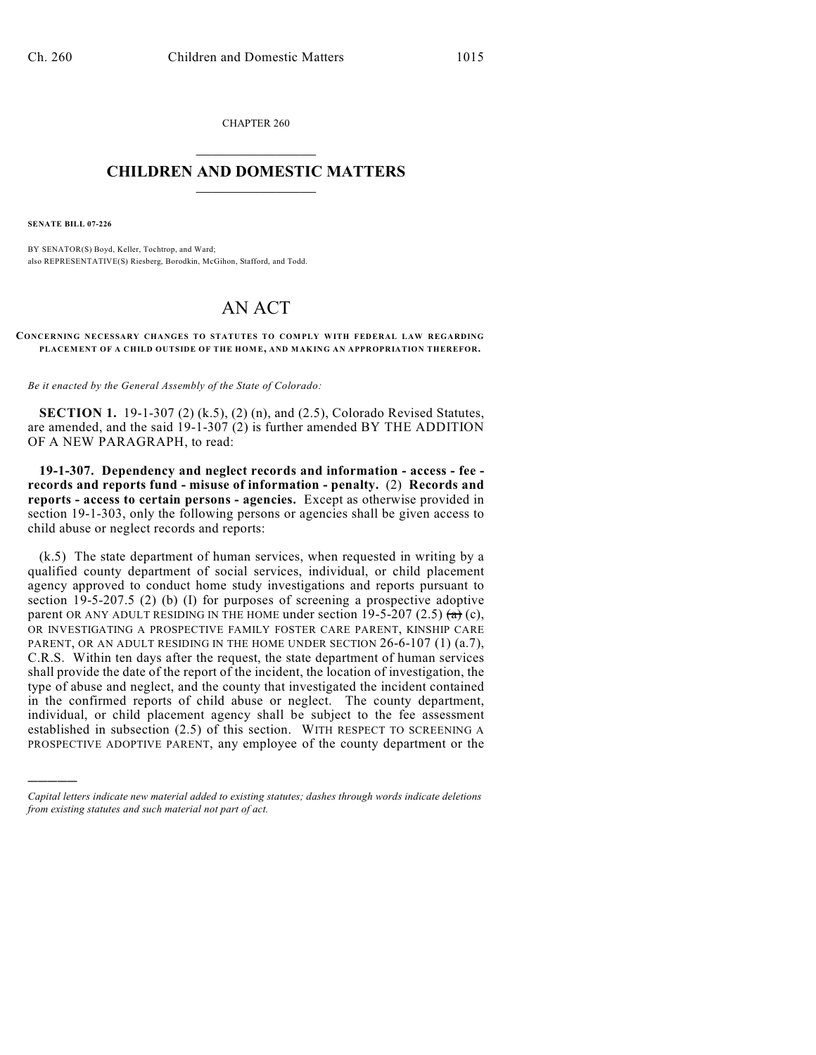CHAPTER 260

## CHILDREN AND DOMESTIC MATTERS

**SENATE BILL 07-226**

BY SENATOR(S) Boyd, Keller, Tochtrop, and Ward;
also REPRESENTATIVE(S) Riesberg, Borodkin, McGihon, Stafford, and Todd.

# AN ACT

**CONCERNING NECESSARY CHANGES TO STATUTES TO COMPLY WITH FEDERAL LAW REGARDING PLACEMENT OF A CHILD OUTSIDE OF THE HOME, AND MAKING AN APPROPRIATION THEREFOR.**

*Be it enacted by the General Assembly of the State of Colorado:*

**SECTION 1.** 19-1-307 (2) (k.5), (2) (n), and (2.5), Colorado Revised Statutes, are amended, and the said 19-1-307 (2) is further amended BY THE ADDITION OF A NEW PARAGRAPH, to read:

**19-1-307. Dependency and neglect records and information - access - fee - records and reports fund - misuse of information - penalty.** (2) **Records and reports - access to certain persons - agencies.** Except as otherwise provided in section 19-1-303, only the following persons or agencies shall be given access to child abuse or neglect records and reports:

(k.5) The state department of human services, when requested in writing by a qualified county department of social services, individual, or child placement agency approved to conduct home study investigations and reports pursuant to section 19-5-207.5 (2) (b) (I) for purposes of screening a prospective adoptive parent OR ANY ADULT RESIDING IN THE HOME under section 19-5-207 (2.5) ~~(a)~~ (c), OR INVESTIGATING A PROSPECTIVE FAMILY FOSTER CARE PARENT, KINSHIP CARE PARENT, OR AN ADULT RESIDING IN THE HOME UNDER SECTION 26-6-107 (1) (a.7), C.R.S. Within ten days after the request, the state department of human services shall provide the date of the report of the incident, the location of investigation, the type of abuse and neglect, and the county that investigated the incident contained in the confirmed reports of child abuse or neglect. The county department, individual, or child placement agency shall be subject to the fee assessment established in subsection (2.5) of this section. WITH RESPECT TO SCREENING A PROSPECTIVE ADOPTIVE PARENT, any employee of the county department or the

---

*Capital letters indicate new material added to existing statutes; dashes through words indicate deletions from existing statutes and such material not part of act.*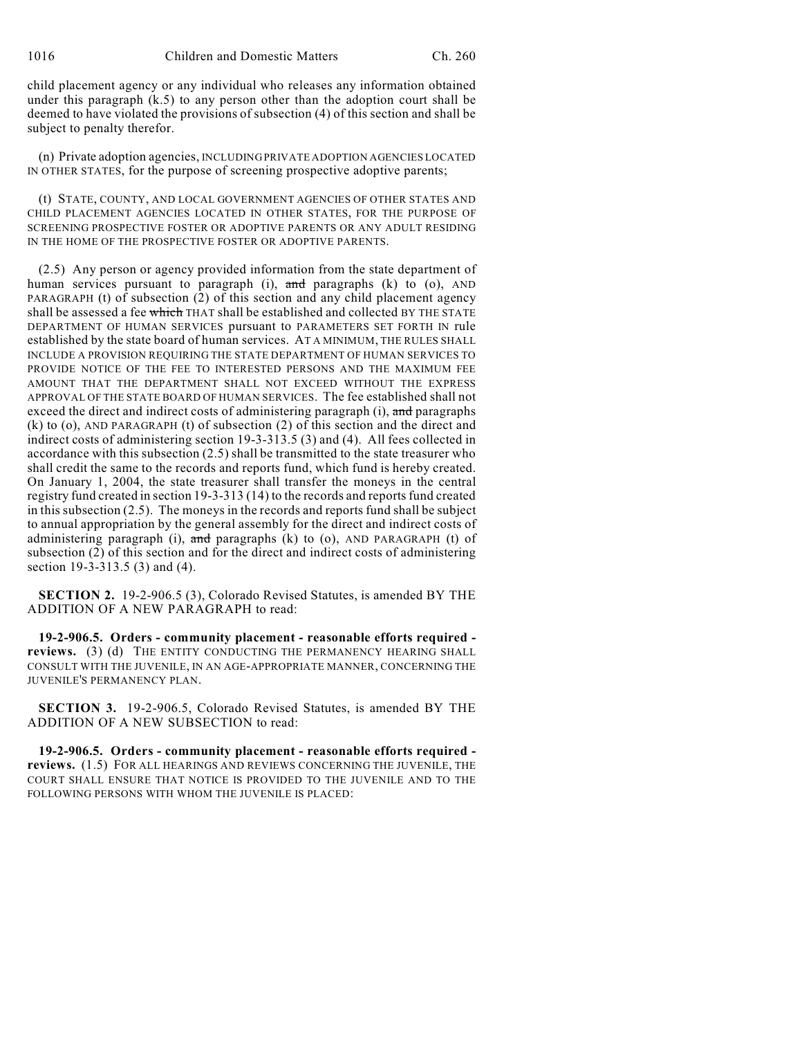child placement agency or any individual who releases any information obtained under this paragraph (k.5) to any person other than the adoption court shall be deemed to have violated the provisions of subsection (4) of this section and shall be subject to penalty therefor.

(n) Private adoption agencies, INCLUDING PRIVATE ADOPTION AGENCIES LOCATED IN OTHER STATES, for the purpose of screening prospective adoptive parents;

(t) STATE, COUNTY, AND LOCAL GOVERNMENT AGENCIES OF OTHER STATES AND CHILD PLACEMENT AGENCIES LOCATED IN OTHER STATES, FOR THE PURPOSE OF SCREENING PROSPECTIVE FOSTER OR ADOPTIVE PARENTS OR ANY ADULT RESIDING IN THE HOME OF THE PROSPECTIVE FOSTER OR ADOPTIVE PARENTS.

(2.5) Any person or agency provided information from the state department of human services pursuant to paragraph (i), ~~and~~ paragraphs (k) to (o), AND PARAGRAPH (t) of subsection (2) of this section and any child placement agency shall be assessed a fee ~~which~~ THAT shall be established and collected BY THE STATE DEPARTMENT OF HUMAN SERVICES pursuant to PARAMETERS SET FORTH IN rule established by the state board of human services. AT A MINIMUM, THE RULES SHALL INCLUDE A PROVISION REQUIRING THE STATE DEPARTMENT OF HUMAN SERVICES TO PROVIDE NOTICE OF THE FEE TO INTERESTED PERSONS AND THE MAXIMUM FEE AMOUNT THAT THE DEPARTMENT SHALL NOT EXCEED WITHOUT THE EXPRESS APPROVAL OF THE STATE BOARD OF HUMAN SERVICES. The fee established shall not exceed the direct and indirect costs of administering paragraph (i), ~~and~~ paragraphs (k) to (o), AND PARAGRAPH (t) of subsection (2) of this section and the direct and indirect costs of administering section 19-3-313.5 (3) and (4). All fees collected in accordance with this subsection (2.5) shall be transmitted to the state treasurer who shall credit the same to the records and reports fund, which fund is hereby created. On January 1, 2004, the state treasurer shall transfer the moneys in the central registry fund created in section 19-3-313 (14) to the records and reports fund created in this subsection (2.5). The moneys in the records and reports fund shall be subject to annual appropriation by the general assembly for the direct and indirect costs of administering paragraph (i), ~~and~~ paragraphs (k) to (o), AND PARAGRAPH (t) of subsection (2) of this section and for the direct and indirect costs of administering section 19-3-313.5 (3) and (4).

**SECTION 2.** 19-2-906.5 (3), Colorado Revised Statutes, is amended BY THE ADDITION OF A NEW PARAGRAPH to read:

**19-2-906.5. Orders - community placement - reasonable efforts required - reviews.** (3) (d) THE ENTITY CONDUCTING THE PERMANENCY HEARING SHALL CONSULT WITH THE JUVENILE, IN AN AGE-APPROPRIATE MANNER, CONCERNING THE JUVENILE'S PERMANENCY PLAN.

**SECTION 3.** 19-2-906.5, Colorado Revised Statutes, is amended BY THE ADDITION OF A NEW SUBSECTION to read:

**19-2-906.5. Orders - community placement - reasonable efforts required - reviews.** (1.5) FOR ALL HEARINGS AND REVIEWS CONCERNING THE JUVENILE, THE COURT SHALL ENSURE THAT NOTICE IS PROVIDED TO THE JUVENILE AND TO THE FOLLOWING PERSONS WITH WHOM THE JUVENILE IS PLACED: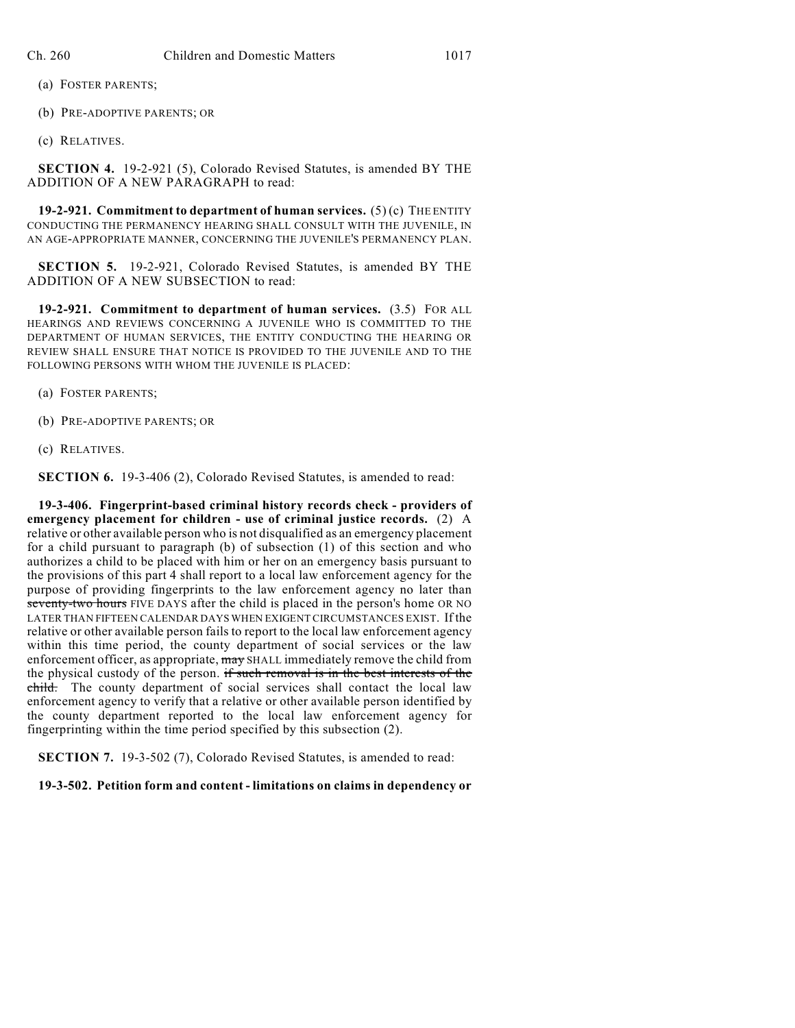(a) FOSTER PARENTS;

(b) PRE-ADOPTIVE PARENTS; OR

(c) RELATIVES.

**SECTION 4.** 19-2-921 (5), Colorado Revised Statutes, is amended BY THE ADDITION OF A NEW PARAGRAPH to read:

**19-2-921. Commitment to department of human services.** (5) (c) THE ENTITY CONDUCTING THE PERMANENCY HEARING SHALL CONSULT WITH THE JUVENILE, IN AN AGE-APPROPRIATE MANNER, CONCERNING THE JUVENILE'S PERMANENCY PLAN.

**SECTION 5.** 19-2-921, Colorado Revised Statutes, is amended BY THE ADDITION OF A NEW SUBSECTION to read:

**19-2-921. Commitment to department of human services.** (3.5) FOR ALL HEARINGS AND REVIEWS CONCERNING A JUVENILE WHO IS COMMITTED TO THE DEPARTMENT OF HUMAN SERVICES, THE ENTITY CONDUCTING THE HEARING OR REVIEW SHALL ENSURE THAT NOTICE IS PROVIDED TO THE JUVENILE AND TO THE FOLLOWING PERSONS WITH WHOM THE JUVENILE IS PLACED:

(a) FOSTER PARENTS;

(b) PRE-ADOPTIVE PARENTS; OR

(c) RELATIVES.

**SECTION 6.** 19-3-406 (2), Colorado Revised Statutes, is amended to read:

**19-3-406. Fingerprint-based criminal history records check - providers of emergency placement for children - use of criminal justice records.** (2) A relative or other available person who is not disqualified as an emergency placement for a child pursuant to paragraph (b) of subsection (1) of this section and who authorizes a child to be placed with him or her on an emergency basis pursuant to the provisions of this part 4 shall report to a local law enforcement agency for the purpose of providing fingerprints to the law enforcement agency no later than ~~seventy-two hours~~ FIVE DAYS after the child is placed in the person's home OR NO LATER THAN FIFTEEN CALENDAR DAYS WHEN EXIGENT CIRCUMSTANCES EXIST. If the relative or other available person fails to report to the local law enforcement agency within this time period, the county department of social services or the law enforcement officer, as appropriate, ~~may~~ SHALL immediately remove the child from the physical custody of the person. ~~if such removal is in the best interests of the child.~~ The county department of social services shall contact the local law enforcement agency to verify that a relative or other available person identified by the county department reported to the local law enforcement agency for fingerprinting within the time period specified by this subsection (2).

**SECTION 7.** 19-3-502 (7), Colorado Revised Statutes, is amended to read:

**19-3-502. Petition form and content - limitations on claims in dependency or**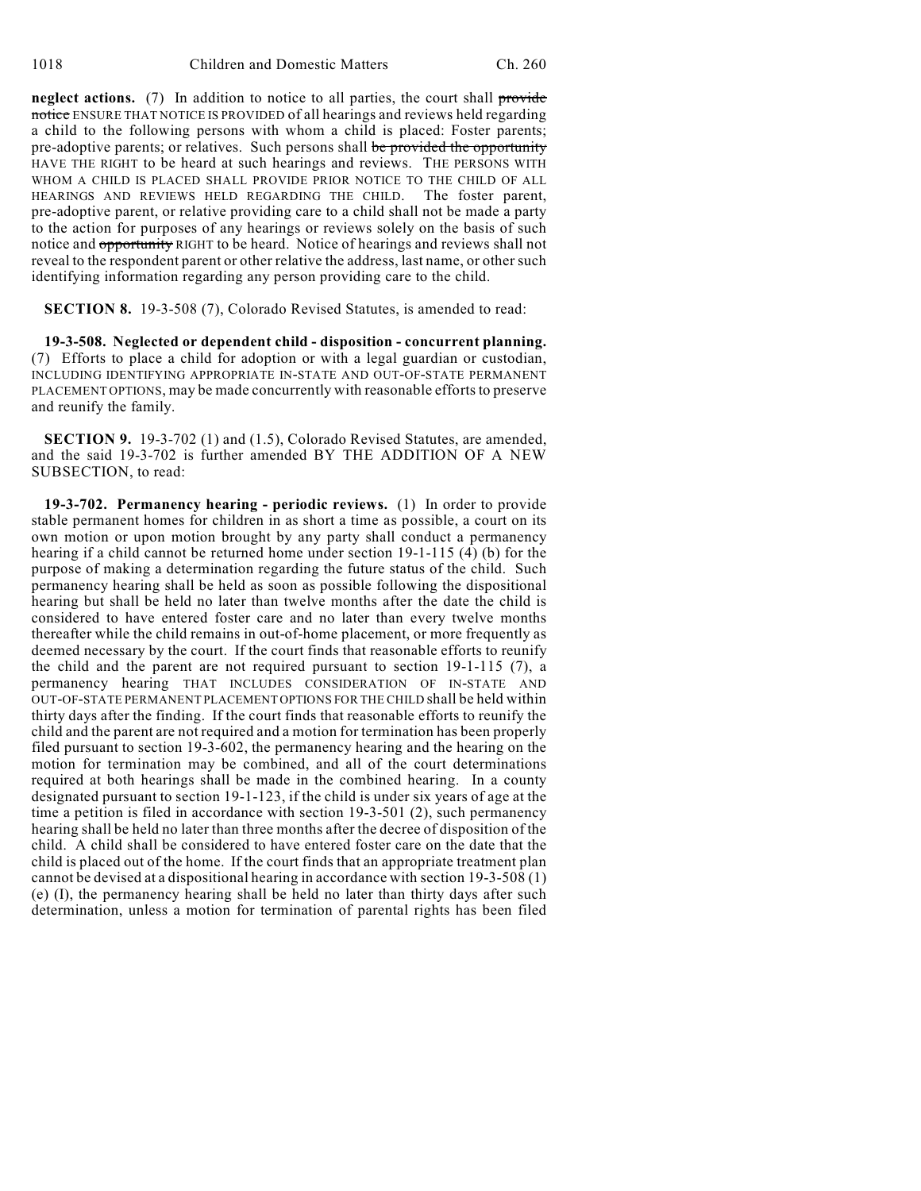**neglect actions.** (7) In addition to notice to all parties, the court shall ~~provide notice~~ ENSURE THAT NOTICE IS PROVIDED of all hearings and reviews held regarding a child to the following persons with whom a child is placed: Foster parents; pre-adoptive parents; or relatives. Such persons shall ~~be provided the opportunity~~ HAVE THE RIGHT to be heard at such hearings and reviews. THE PERSONS WITH WHOM A CHILD IS PLACED SHALL PROVIDE PRIOR NOTICE TO THE CHILD OF ALL HEARINGS AND REVIEWS HELD REGARDING THE CHILD. The foster parent, pre-adoptive parent, or relative providing care to a child shall not be made a party to the action for purposes of any hearings or reviews solely on the basis of such notice and ~~opportunity~~ RIGHT to be heard. Notice of hearings and reviews shall not reveal to the respondent parent or other relative the address, last name, or other such identifying information regarding any person providing care to the child.

**SECTION 8.** 19-3-508 (7), Colorado Revised Statutes, is amended to read:

**19-3-508. Neglected or dependent child - disposition - concurrent planning.** (7) Efforts to place a child for adoption or with a legal guardian or custodian, INCLUDING IDENTIFYING APPROPRIATE IN-STATE AND OUT-OF-STATE PERMANENT PLACEMENT OPTIONS, may be made concurrently with reasonable efforts to preserve and reunify the family.

**SECTION 9.** 19-3-702 (1) and (1.5), Colorado Revised Statutes, are amended, and the said 19-3-702 is further amended BY THE ADDITION OF A NEW SUBSECTION, to read:

**19-3-702. Permanency hearing - periodic reviews.** (1) In order to provide stable permanent homes for children in as short a time as possible, a court on its own motion or upon motion brought by any party shall conduct a permanency hearing if a child cannot be returned home under section 19-1-115 (4) (b) for the purpose of making a determination regarding the future status of the child. Such permanency hearing shall be held as soon as possible following the dispositional hearing but shall be held no later than twelve months after the date the child is considered to have entered foster care and no later than every twelve months thereafter while the child remains in out-of-home placement, or more frequently as deemed necessary by the court. If the court finds that reasonable efforts to reunify the child and the parent are not required pursuant to section 19-1-115 (7), a permanency hearing THAT INCLUDES CONSIDERATION OF IN-STATE AND OUT-OF-STATE PERMANENT PLACEMENT OPTIONS FOR THE CHILD shall be held within thirty days after the finding. If the court finds that reasonable efforts to reunify the child and the parent are not required and a motion for termination has been properly filed pursuant to section 19-3-602, the permanency hearing and the hearing on the motion for termination may be combined, and all of the court determinations required at both hearings shall be made in the combined hearing. In a county designated pursuant to section 19-1-123, if the child is under six years of age at the time a petition is filed in accordance with section 19-3-501 (2), such permanency hearing shall be held no later than three months after the decree of disposition of the child. A child shall be considered to have entered foster care on the date that the child is placed out of the home. If the court finds that an appropriate treatment plan cannot be devised at a dispositional hearing in accordance with section 19-3-508 (1) (e) (I), the permanency hearing shall be held no later than thirty days after such determination, unless a motion for termination of parental rights has been filed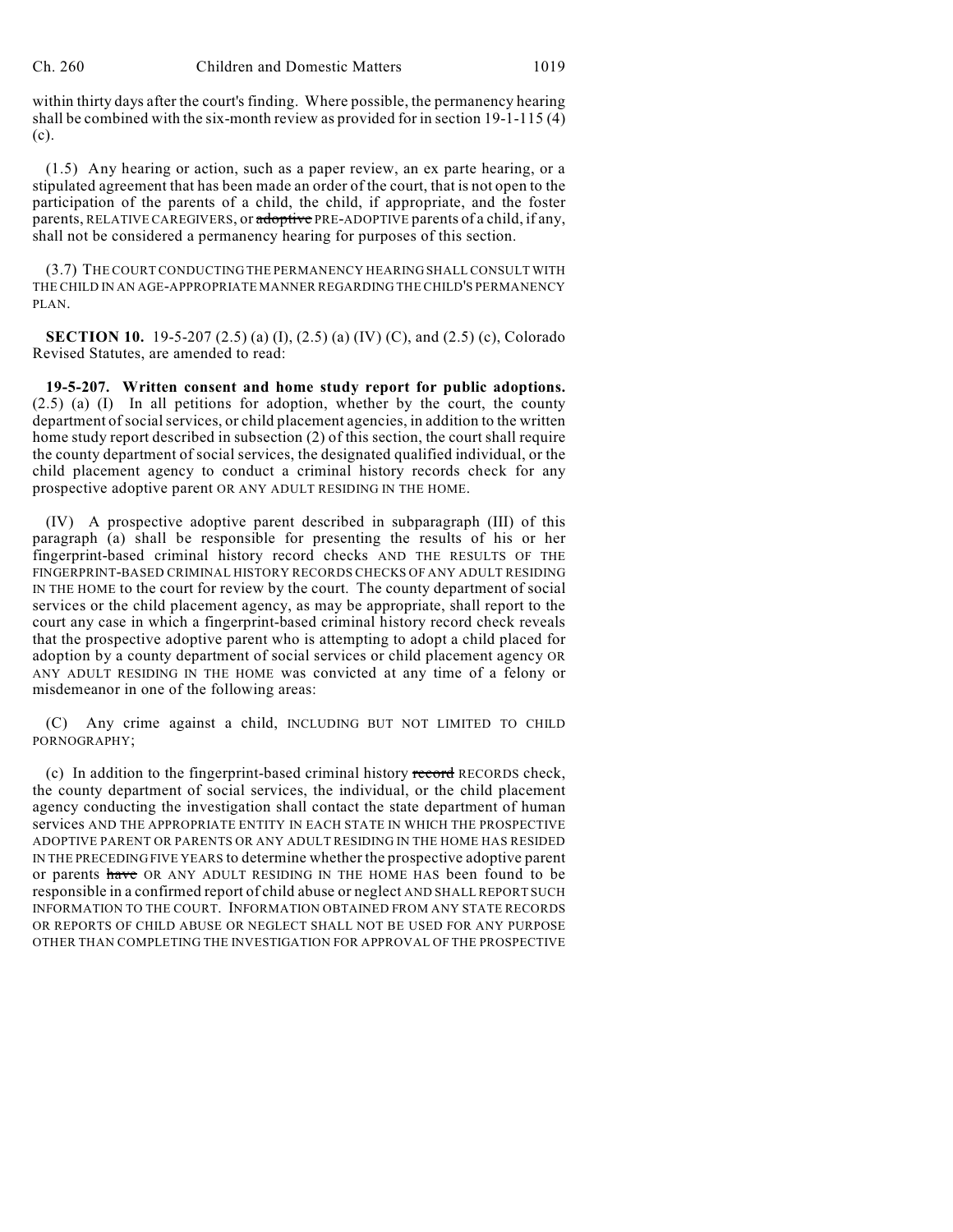within thirty days after the court's finding. Where possible, the permanency hearing shall be combined with the six-month review as provided for in section 19-1-115 (4) (c).

(1.5) Any hearing or action, such as a paper review, an ex parte hearing, or a stipulated agreement that has been made an order of the court, that is not open to the participation of the parents of a child, the child, if appropriate, and the foster parents, RELATIVE CAREGIVERS, or ~~adoptive~~ PRE-ADOPTIVE parents of a child, if any, shall not be considered a permanency hearing for purposes of this section.

(3.7) THE COURT CONDUCTING THE PERMANENCY HEARING SHALL CONSULT WITH THE CHILD IN AN AGE-APPROPRIATE MANNER REGARDING THE CHILD'S PERMANENCY PLAN.

**SECTION 10.** 19-5-207 (2.5) (a) (I), (2.5) (a) (IV) (C), and (2.5) (c), Colorado Revised Statutes, are amended to read:

**19-5-207. Written consent and home study report for public adoptions.** (2.5) (a) (I) In all petitions for adoption, whether by the court, the county department of social services, or child placement agencies, in addition to the written home study report described in subsection (2) of this section, the court shall require the county department of social services, the designated qualified individual, or the child placement agency to conduct a criminal history records check for any prospective adoptive parent OR ANY ADULT RESIDING IN THE HOME.

(IV) A prospective adoptive parent described in subparagraph (III) of this paragraph (a) shall be responsible for presenting the results of his or her fingerprint-based criminal history record checks AND THE RESULTS OF THE FINGERPRINT-BASED CRIMINAL HISTORY RECORDS CHECKS OF ANY ADULT RESIDING IN THE HOME to the court for review by the court. The county department of social services or the child placement agency, as may be appropriate, shall report to the court any case in which a fingerprint-based criminal history record check reveals that the prospective adoptive parent who is attempting to adopt a child placed for adoption by a county department of social services or child placement agency OR ANY ADULT RESIDING IN THE HOME was convicted at any time of a felony or misdemeanor in one of the following areas:

(C) Any crime against a child, INCLUDING BUT NOT LIMITED TO CHILD PORNOGRAPHY;

(c) In addition to the fingerprint-based criminal history ~~record~~ RECORDS check, the county department of social services, the individual, or the child placement agency conducting the investigation shall contact the state department of human services AND THE APPROPRIATE ENTITY IN EACH STATE IN WHICH THE PROSPECTIVE ADOPTIVE PARENT OR PARENTS OR ANY ADULT RESIDING IN THE HOME HAS RESIDED IN THE PRECEDING FIVE YEARS to determine whether the prospective adoptive parent or parents ~~have~~ OR ANY ADULT RESIDING IN THE HOME HAS been found to be responsible in a confirmed report of child abuse or neglect AND SHALL REPORT SUCH INFORMATION TO THE COURT. INFORMATION OBTAINED FROM ANY STATE RECORDS OR REPORTS OF CHILD ABUSE OR NEGLECT SHALL NOT BE USED FOR ANY PURPOSE OTHER THAN COMPLETING THE INVESTIGATION FOR APPROVAL OF THE PROSPECTIVE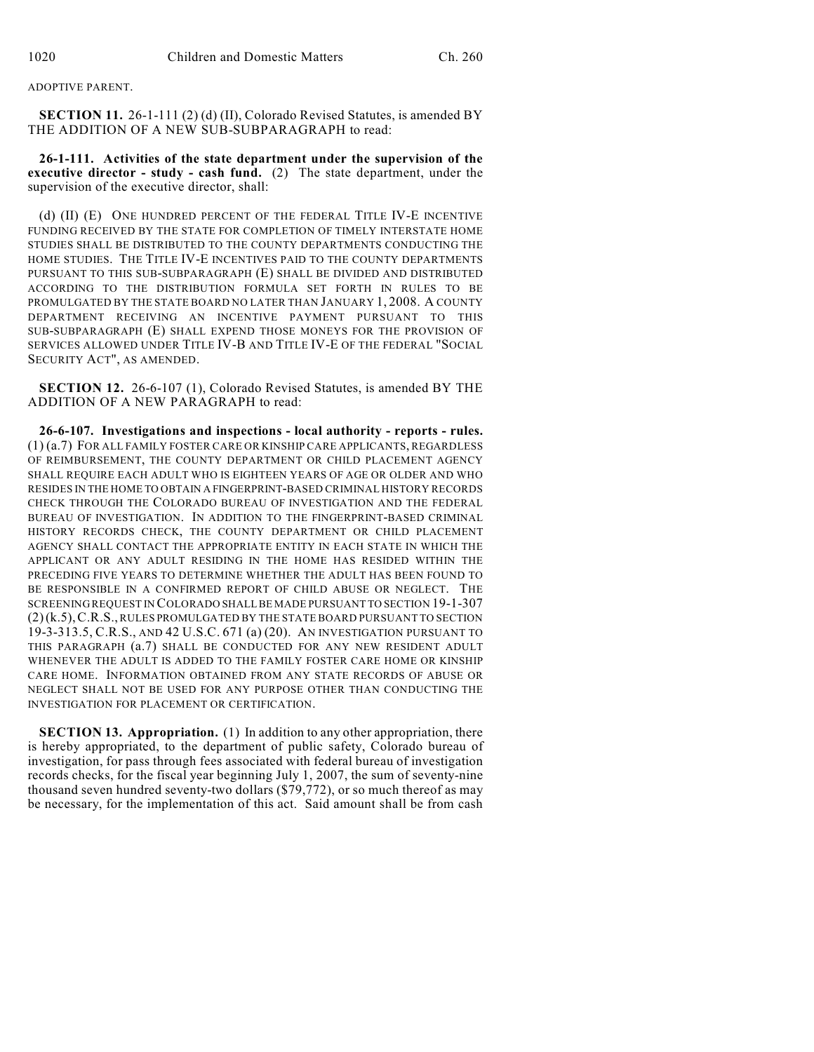ADOPTIVE PARENT.

**SECTION 11.** 26-1-111 (2) (d) (II), Colorado Revised Statutes, is amended BY THE ADDITION OF A NEW SUB-SUBPARAGRAPH to read:

**26-1-111. Activities of the state department under the supervision of the executive director - study - cash fund.** (2) The state department, under the supervision of the executive director, shall:

(d) (II) (E) ONE HUNDRED PERCENT OF THE FEDERAL TITLE IV-E INCENTIVE FUNDING RECEIVED BY THE STATE FOR COMPLETION OF TIMELY INTERSTATE HOME STUDIES SHALL BE DISTRIBUTED TO THE COUNTY DEPARTMENTS CONDUCTING THE HOME STUDIES. THE TITLE IV-E INCENTIVES PAID TO THE COUNTY DEPARTMENTS PURSUANT TO THIS SUB-SUBPARAGRAPH (E) SHALL BE DIVIDED AND DISTRIBUTED ACCORDING TO THE DISTRIBUTION FORMULA SET FORTH IN RULES TO BE PROMULGATED BY THE STATE BOARD NO LATER THAN JANUARY 1, 2008. A COUNTY DEPARTMENT RECEIVING AN INCENTIVE PAYMENT PURSUANT TO THIS SUB-SUBPARAGRAPH (E) SHALL EXPEND THOSE MONEYS FOR THE PROVISION OF SERVICES ALLOWED UNDER TITLE IV-B AND TITLE IV-E OF THE FEDERAL "SOCIAL SECURITY ACT", AS AMENDED.

**SECTION 12.** 26-6-107 (1), Colorado Revised Statutes, is amended BY THE ADDITION OF A NEW PARAGRAPH to read:

**26-6-107. Investigations and inspections - local authority - reports - rules.** (1) (a.7) FOR ALL FAMILY FOSTER CARE OR KINSHIP CARE APPLICANTS, REGARDLESS OF REIMBURSEMENT, THE COUNTY DEPARTMENT OR CHILD PLACEMENT AGENCY SHALL REQUIRE EACH ADULT WHO IS EIGHTEEN YEARS OF AGE OR OLDER AND WHO RESIDES IN THE HOME TO OBTAIN A FINGERPRINT-BASED CRIMINAL HISTORY RECORDS CHECK THROUGH THE COLORADO BUREAU OF INVESTIGATION AND THE FEDERAL BUREAU OF INVESTIGATION. IN ADDITION TO THE FINGERPRINT-BASED CRIMINAL HISTORY RECORDS CHECK, THE COUNTY DEPARTMENT OR CHILD PLACEMENT AGENCY SHALL CONTACT THE APPROPRIATE ENTITY IN EACH STATE IN WHICH THE APPLICANT OR ANY ADULT RESIDING IN THE HOME HAS RESIDED WITHIN THE PRECEDING FIVE YEARS TO DETERMINE WHETHER THE ADULT HAS BEEN FOUND TO BE RESPONSIBLE IN A CONFIRMED REPORT OF CHILD ABUSE OR NEGLECT. THE SCREENING REQUEST IN COLORADO SHALL BE MADE PURSUANT TO SECTION 19-1-307 (2) (k.5), C.R.S., RULES PROMULGATED BY THE STATE BOARD PURSUANT TO SECTION 19-3-313.5, C.R.S., AND 42 U.S.C. 671 (a) (20). AN INVESTIGATION PURSUANT TO THIS PARAGRAPH (a.7) SHALL BE CONDUCTED FOR ANY NEW RESIDENT ADULT WHENEVER THE ADULT IS ADDED TO THE FAMILY FOSTER CARE HOME OR KINSHIP CARE HOME. INFORMATION OBTAINED FROM ANY STATE RECORDS OF ABUSE OR NEGLECT SHALL NOT BE USED FOR ANY PURPOSE OTHER THAN CONDUCTING THE INVESTIGATION FOR PLACEMENT OR CERTIFICATION.

**SECTION 13. Appropriation.** (1) In addition to any other appropriation, there is hereby appropriated, to the department of public safety, Colorado bureau of investigation, for pass through fees associated with federal bureau of investigation records checks, for the fiscal year beginning July 1, 2007, the sum of seventy-nine thousand seven hundred seventy-two dollars ($79,772), or so much thereof as may be necessary, for the implementation of this act. Said amount shall be from cash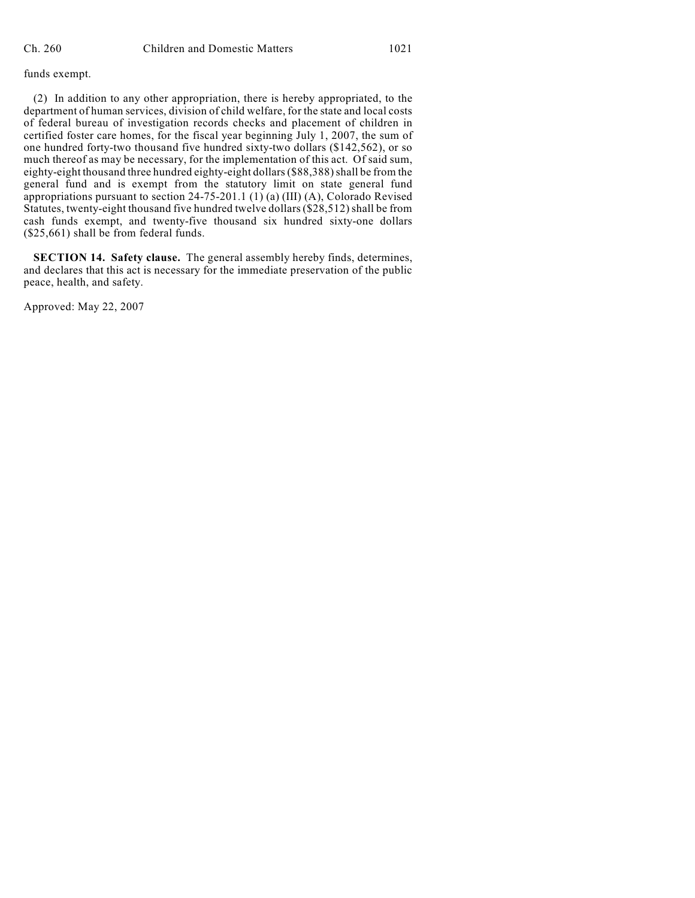funds exempt.

(2) In addition to any other appropriation, there is hereby appropriated, to the department of human services, division of child welfare, for the state and local costs of federal bureau of investigation records checks and placement of children in certified foster care homes, for the fiscal year beginning July 1, 2007, the sum of one hundred forty-two thousand five hundred sixty-two dollars ($142,562), or so much thereof as may be necessary, for the implementation of this act. Of said sum, eighty-eight thousand three hundred eighty-eight dollars ($88,388) shall be from the general fund and is exempt from the statutory limit on state general fund appropriations pursuant to section 24-75-201.1 (1) (a) (III) (A), Colorado Revised Statutes, twenty-eight thousand five hundred twelve dollars ($28,512) shall be from cash funds exempt, and twenty-five thousand six hundred sixty-one dollars ($25,661) shall be from federal funds.

**SECTION 14. Safety clause.** The general assembly hereby finds, determines, and declares that this act is necessary for the immediate preservation of the public peace, health, and safety.

Approved: May 22, 2007